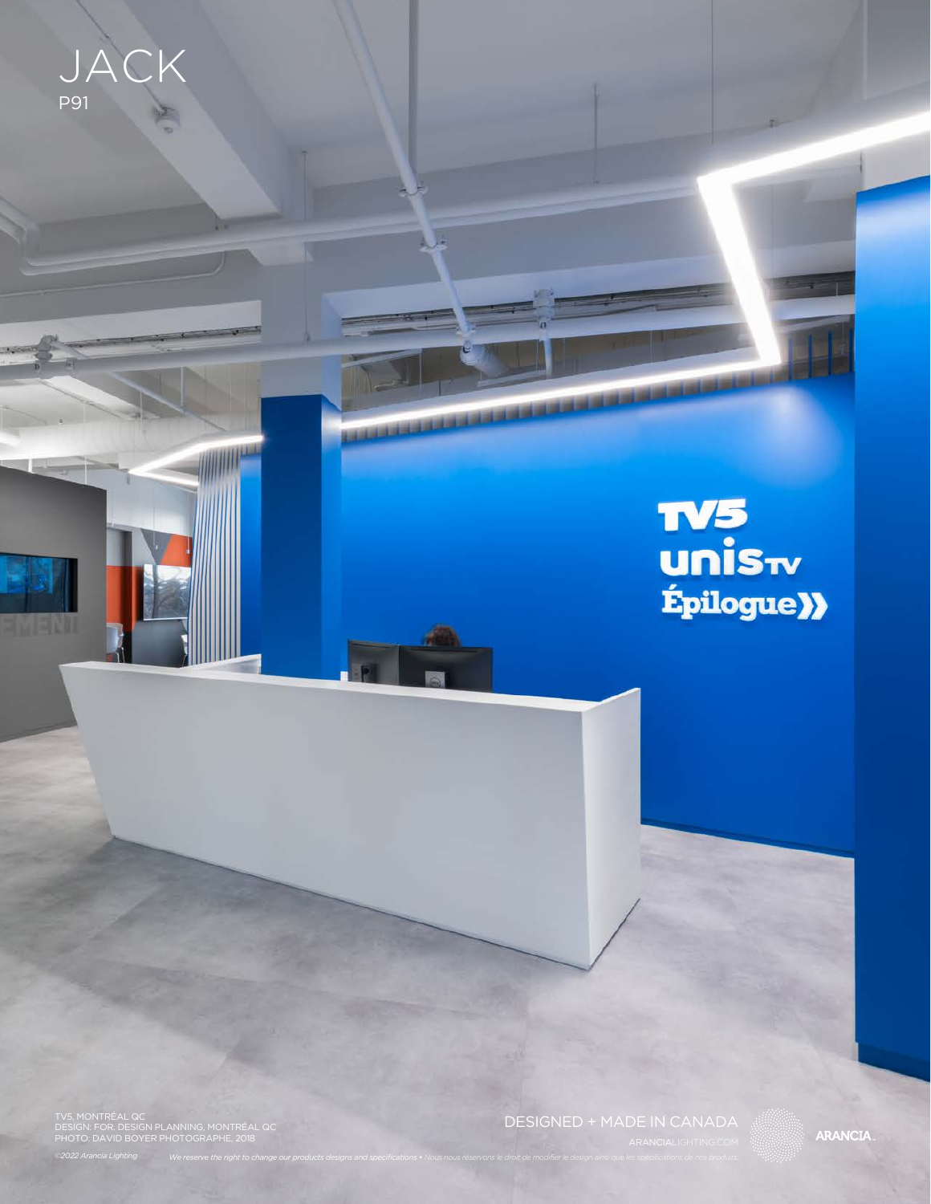# JACK

P91

TV5, MONTRÉAL QC
DESIGN: FOR. DESIGN PLANNING, MONTRÉAL QC
PHOTO: DAVID BOYER PHOTOGRAPHE, 2018

DESIGNED + MADE IN CANADA

ARANCIALIGHTING.COM

ARANCIA

*©2022 Arancia Lighting*

*We reserve the right to change our products designs and specifications • Nous nous réservons le droit de modifier le design ainsi que les spécifications de nos produits.*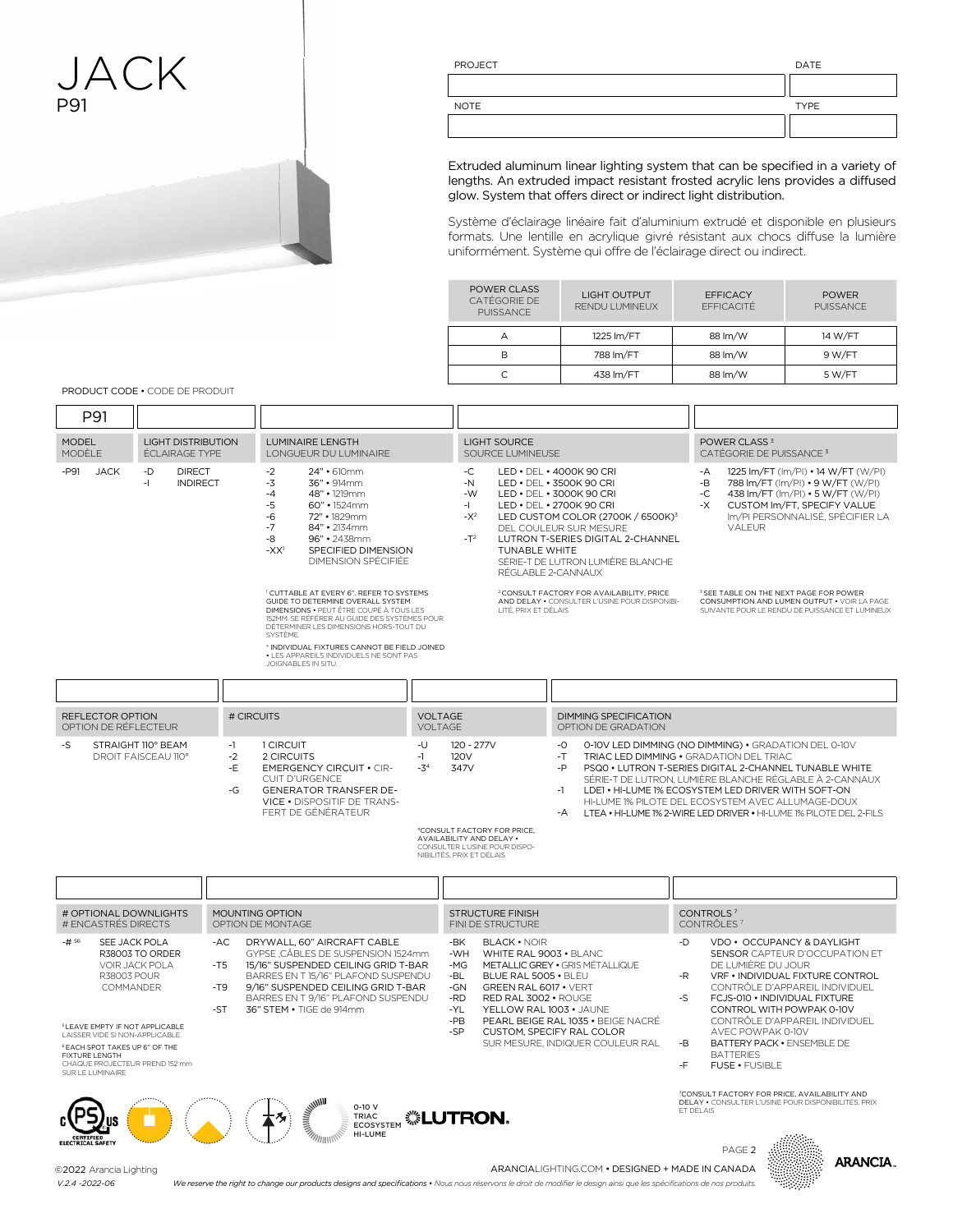# JACK

P91

| PROJECT | DATE |
|---|---|
| | |
| **NOTE** | **TYPE** |
| | |

Extruded aluminum linear lighting system that can be specified in a variety of lengths. An extruded impact resistant frosted acrylic lens provides a diffused glow. System that offers direct or indirect light distribution.

Système d'éclairage linéaire fait d'aluminium extrudé et disponible en plusieurs formats. Une lentille en acrylique givré résistant aux chocs diffuse la lumière uniformément. Système qui offre de l'éclairage direct ou indirect.

| POWER CLASS CATÉGORIE DE PUISSANCE | LIGHT OUTPUT RENDU LUMINEUX | EFFICACY EFFICACITÉ | POWER PUISSANCE |
|---|---|---|---|
| A | 1225 lm/FT | 88 lm/W | 14 W/FT |
| B | 788 lm/FT | 88 lm/W | 9 W/FT |
| C | 438 lm/FT | 88 lm/W | 5 W/FT |

PRODUCT CODE • CODE DE PRODUIT

**P91**

**MODEL** MODÈLE
- -P91 JACK

**LIGHT DISTRIBUTION** ÉCLAIRAGE TYPE
- -D DIRECT
- -I INDIRECT

**LUMINAIRE LENGTH** LONGUEUR DU LUMINAIRE
- -2 24" • 610mm
- -3 36" • 914mm
- -4 48" • 1219mm
- -5 60" • 1524mm
- -6 72" • 1829mm
- -7 84" • 2134mm
- -8 96" • 2438mm
- -XX[1] SPECIFIED DIMENSION DIMENSION SPÉCIFIÉE

[1] CUTTABLE AT EVERY 6". REFER TO SYSTEMS GUIDE TO DETERMINE OVERALL SYSTEM DIMENSIONS • PEUT ÊTRE COUPÉ À TOUS LES 152MM. SE RÉFÉRER AU GUIDE DES SYSTÈMES POUR DÉTERMINER LES DIMENSIONS HORS-TOUT DU SYSTÈME.

* INDIVIDUAL FIXTURES CANNOT BE FIELD JOINED • LES APPAREILS INDIVIDUELS NE SONT PAS JOIGNABLES IN SITU.

**LIGHT SOURCE** SOURCE LUMINEUSE
- -C LED • DEL • 4000K 90 CRI
- -N LED • DEL • 3500K 90 CRI
- -W LED • DEL • 3000K 90 CRI
- -I LED • DEL • 2700K 90 CRI
- -X[2] LED CUSTOM COLOR (2700K / 6500K)[3] DEL COULEUR SUR MESURE
- -T[2] LUTRON T-SERIES DIGITAL 2-CHANNEL TUNABLE WHITE SÉRIE-T DE LUTRON LUMIÈRE BLANCHE RÉGLABLE 2-CANNAUX

[2] CONSULT FACTORY FOR AVAILABILITY, PRICE AND DELAY • CONSULTER L'USINE POUR DISPONIBILITÉ, PRIX ET DÉLAIS

**POWER CLASS [3]** CATÉGORIE DE PUISSANCE [3]
- -A 1225 lm/FT (lm/PI) • 14 W/FT (W/PI)
- -B 788 lm/FT (lm/PI) • 9 W/FT (W/PI)
- -C 438 lm/FT (lm/PI) • 5 W/FT (W/PI)
- -X CUSTOM lm/FT, SPECIFY VALUE lm/PI PERSONNALISÉ, SPÉCIFIER LA VALEUR

[3] SEE TABLE ON THE NEXT PAGE FOR POWER CONSUMPTION AND LUMEN OUTPUT • VOIR LA PAGE SUIVANTE POUR LE RENDU DE PUISSANCE ET LUMINEUX

**REFLECTOR OPTION** OPTION DE RÉFLECTEUR
- -S STRAIGHT 110° BEAM DROIT FAISCEAU 110°

**# CIRCUITS**
- -1 1 CIRCUIT
- -2 2 CIRCUITS
- -E EMERGENCY CIRCUIT • CIRCUIT D'URGENCE
- -G GENERATOR TRANSFER DEVICE • DISPOSITIF DE TRANSFERT DE GÉNÉRATEUR

**VOLTAGE** VOLTAGE
- -U 120 - 277V
- -1 120V
- -3[4] 347V

[4] CONSULT FACTORY FOR PRICE, AVAILABILITY AND DELAY • CONSULTER L'USINE POUR DISPONIBILITÉS, PRIX ET DÉLAIS

**DIMMING SPECIFICATION** OPTION DE GRADATION
- -O 0-10V LED DIMMING (NO DIMMING) • GRADATION DEL 0-10V
- -T TRIAC LED DIMMING • GRADATION DEL TRIAC
- -P PSQ0 • LUTRON T-SERIES DIGITAL 2-CHANNEL TUNABLE WHITE SÉRIE-T DE LUTRON, LUMIÈRE BLANCHE RÉGLABLE À 2-CANNAUX
- -1 LDE1 • HI-LUME 1% ECOSYSTEM LED DRIVER WITH SOFT-ON HI-LUME 1% PILOTE DEL ECOSYSTEM AVEC ALLUMAGE-DOUX
- -A LTEA • HI-LUME 1% 2-WIRE LED DRIVER • HI-LUME 1% PILOTE DEL 2-FILS

**# OPTIONAL DOWNLIGHTS** # ENCASTRÉS DIRECTS
- -# [5] [6] SEE JACK POLA R38003 TO ORDER VOIR JACK POLA R38003 POUR COMMANDER

[5] LEAVE EMPTY IF NOT APPLICABLE LAISSER VIDE SI NON-APPLICABLE

[6] EACH SPOT TAKES UP 6" OF THE FIXTURE LENGTH CHAQUE PROJECTEUR PREND 152 mm SUR LE LUMINAIRE

**MOUNTING OPTION** OPTION DE MONTAGE
- -AC DRYWALL, 60" AIRCRAFT CABLE GYPSE ,CÂBLES DE SUSPENSION 1524mm
- -T5 15/16" SUSPENDED CEILING GRID T-BAR BARRES EN T 15/16" PLAFOND SUSPENDU
- -T9 9/16" SUSPENDED CEILING GRID T-BAR BARRES EN T 9/16" PLAFOND SUSPENDU
- -ST 36" STEM • TIGE de 914mm

**STRUCTURE FINISH** FINI DE STRUCTURE
- -BK BLACK • NOIR
- -WH WHITE RAL 9003 • BLANC
- -MG METALLIC GREY • GRIS MÉTALLIQUE
- -BL BLUE RAL 5005 • BLEU
- -GN GREEN RAL 6017 • VERT
- -RD RED RAL 3002 • ROUGE
- -YL YELLOW RAL 1003 • JAUNE
- -PB PEARL BEIGE RAL 1035 • BEIGE NACRÉ
- -SP CUSTOM, SPECIFY RAL COLOR SUR MESURE, INDIQUER COULEUR RAL

**CONTROLS [7]** CONTRÔLES [7]
- -D VDO • OCCUPANCY & DAYLIGHT SENSOR CAPTEUR D'OCCUPATION ET DE LUMIÈRE DU JOUR
- -R VRF • INDIVIDUAL FIXTURE CONTROL CONTRÔLE D'APPAREIL INDIVIDUEL
- -S FCJS-010 • INDIVIDUAL FIXTURE CONTROL WITH POWPAK 0-10V CONTRÔLE D'APPAREIL INDIVIDUEL AVEC POWPAK 0-10V
- -B BATTERY PACK • ENSEMBLE DE BATTERIES
- -F FUSE • FUSIBLE

[7] CONSULT FACTORY FOR PRICE, AVAILABILITY AND DELAY • CONSULTER L'USINE POUR DISPONIBILITÉS, PRIX ET DÉLAIS

0-10 V TRIAC ECOSYSTEM HI-LUME LUTRON

©2022 Arancia Lighting
V.2.4 -2022-06

ARANCIALIGHTING.COM • DESIGNED + MADE IN CANADA

*We reserve the right to change our products designs and specifications • Nous nous réservons le droit de modifier le design ainsi que les spécifications de nos produits.*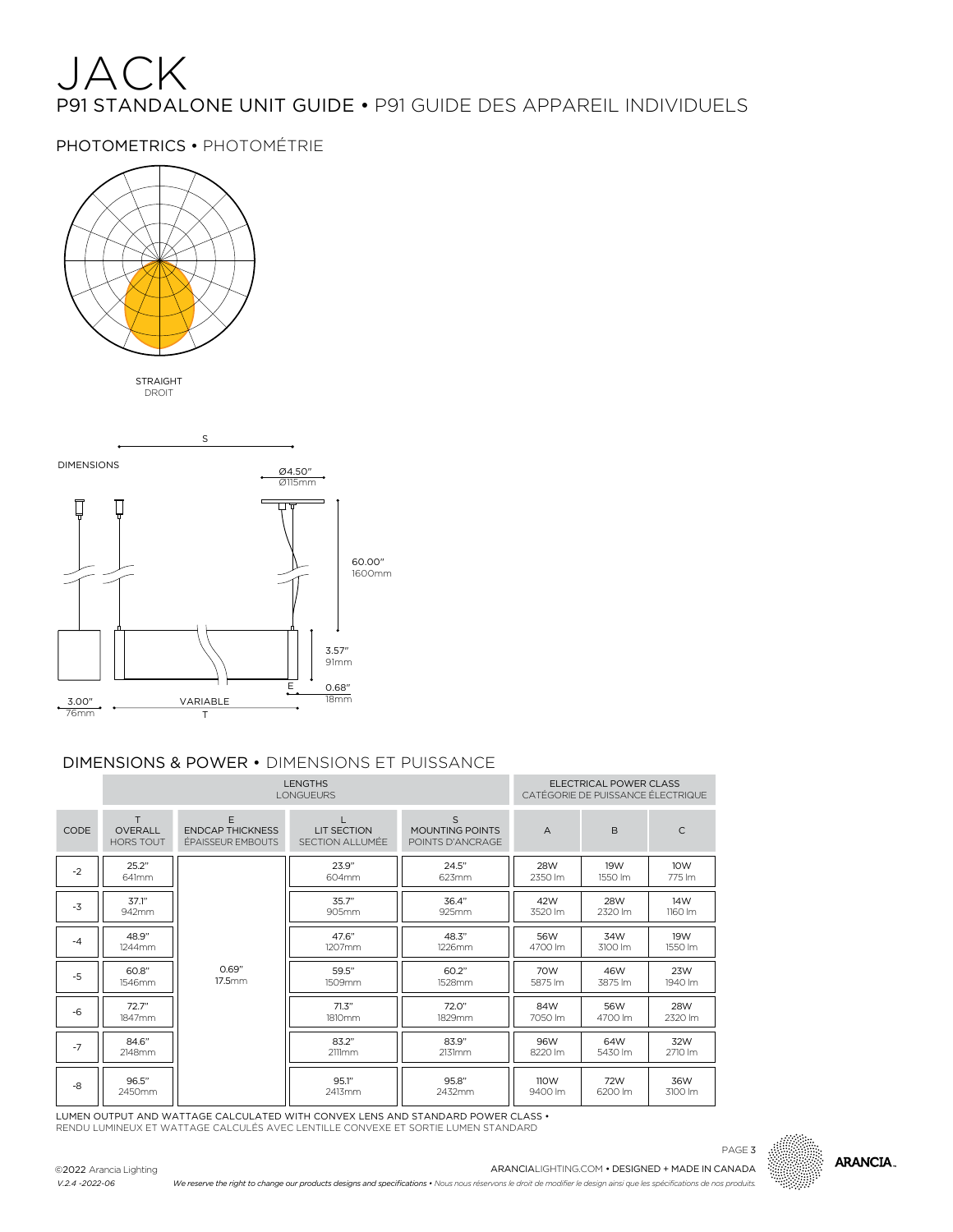# JACK

## P91 STANDALONE UNIT GUIDE • P91 GUIDE DES APPAREIL INDIVIDUELS

### PHOTOMETRICS • PHOTOMÉTRIE

STRAIGHT
DROIT

### DIMENSIONS

S

Ø4.50"
Ø115mm

60.00"
1600mm

3.57"
91mm

E

0.68"
18mm

3.00"
76mm

VARIABLE
T

### DIMENSIONS & POWER • DIMENSIONS ET PUISSANCE

| | LENGTHS<br>LONGUEURS | | | | ELECTRICAL POWER CLASS<br>CATÉGORIE DE PUISSANCE ÉLECTRIQUE | | |
|---|---|---|---|---|---|---|---|
| CODE | T<br>OVERALL<br>HORS TOUT | E<br>ENDCAP THICKNESS<br>ÉPAISSEUR EMBOUTS | L<br>LIT SECTION<br>SECTION ALLUMÉE | S<br>MOUNTING POINTS<br>POINTS D'ANCRAGE | A | B | C |
| -2 | 25.2"<br>641mm | 0.69"<br>17.5mm | 23.9"<br>604mm | 24.5"<br>623mm | 28W<br>2350 lm | 19W<br>1550 lm | 10W<br>775 lm |
| -3 | 37.1"<br>942mm | | 35.7"<br>905mm | 36.4"<br>925mm | 42W<br>3520 lm | 28W<br>2320 lm | 14W<br>1160 lm |
| -4 | 48.9"<br>1244mm | | 47.6"<br>1207mm | 48.3"<br>1226mm | 56W<br>4700 lm | 34W<br>3100 lm | 19W<br>1550 lm |
| -5 | 60.8"<br>1546mm | | 59.5"<br>1509mm | 60.2"<br>1528mm | 70W<br>5875 lm | 46W<br>3875 lm | 23W<br>1940 lm |
| -6 | 72.7"<br>1847mm | | 71.3"<br>1810mm | 72.0"<br>1829mm | 84W<br>7050 lm | 56W<br>4700 lm | 28W<br>2320 lm |
| -7 | 84.6"<br>2148mm | | 83.2"<br>2111mm | 83.9"<br>2131mm | 96W<br>8220 lm | 64W<br>5430 lm | 32W<br>2710 lm |
| -8 | 96.5"<br>2450mm | | 95.1"<br>2413mm | 95.8"<br>2432mm | 110W<br>9400 lm | 72W<br>6200 lm | 36W<br>3100 lm |

LUMEN OUTPUT AND WATTAGE CALCULATED WITH CONVEX LENS AND STANDARD POWER CLASS •
RENDU LUMINEUX ET WATTAGE CALCULÉS AVEC LENTILLE CONVEXE ET SORTIE LUMEN STANDARD

©2022 Arancia Lighting
V.2.4 -2022-06

ARANCIALIGHTING.COM • DESIGNED + MADE IN CANADA

*We reserve the right to change our products designs and specifications • Nous nous réservons le droit de modifier le design ainsi que les spécifications de nos produits.*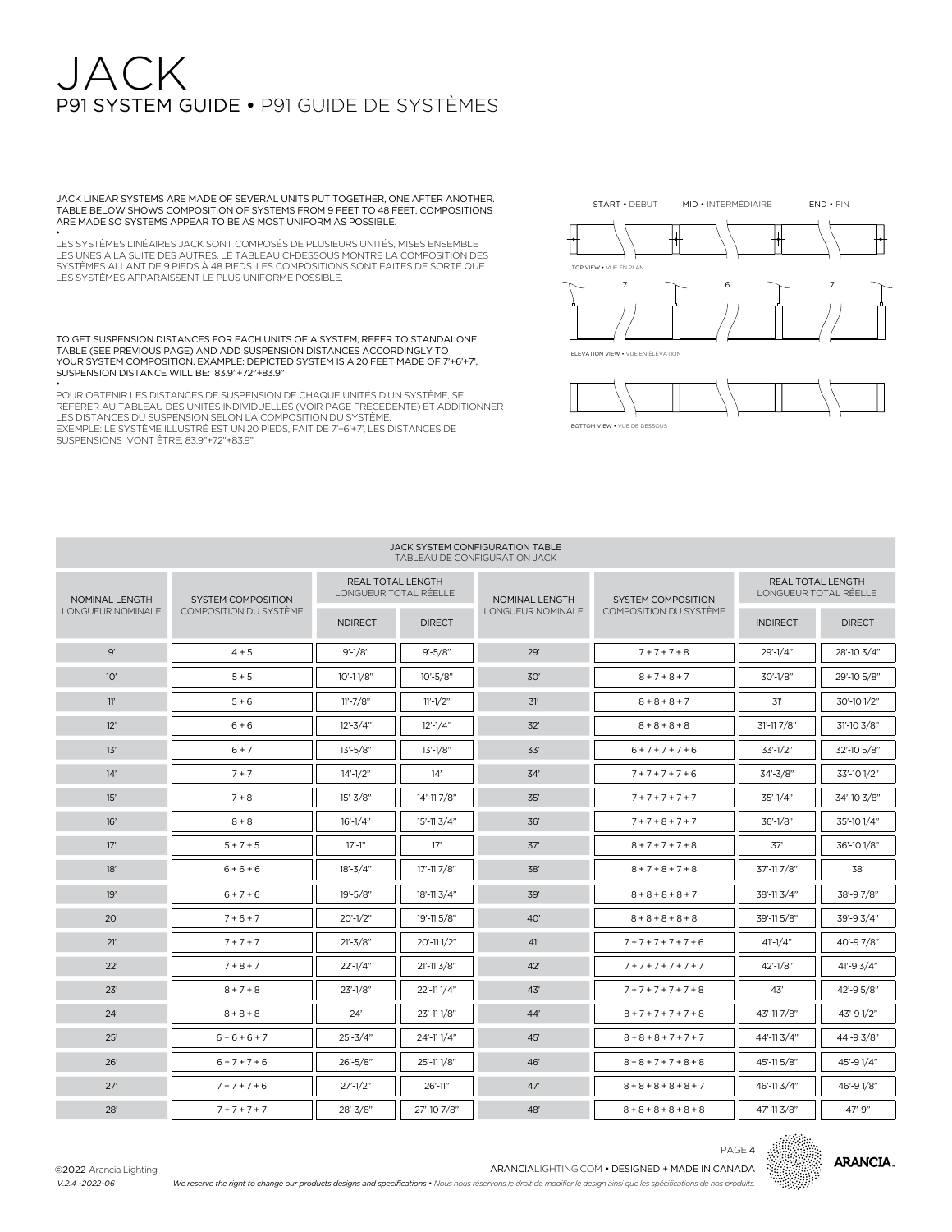# JACK

## P91 SYSTEM GUIDE • P91 GUIDE DE SYSTÈMES

JACK LINEAR SYSTEMS ARE MADE OF SEVERAL UNITS PUT TOGETHER, ONE AFTER ANOTHER. TABLE BELOW SHOWS COMPOSITION OF SYSTEMS FROM 9 FEET TO 48 FEET. COMPOSITIONS ARE MADE SO SYSTEMS APPEAR TO BE AS MOST UNIFORM AS POSSIBLE.

•

LES SYSTÈMES LINÉAIRES JACK SONT COMPOSÉS DE PLUSIEURS UNITÉS, MISES ENSEMBLE LES UNES À LA SUITE DES AUTRES. LE TABLEAU CI-DESSOUS MONTRE LA COMPOSITION DES SYSTÈMES ALLANT DE 9 PIEDS À 48 PIEDS. LES COMPOSITIONS SONT FAITES DE SORTE QUE LES SYSTÈMES APPARAISSENT LE PLUS UNIFORME POSSIBLE.

TO GET SUSPENSION DISTANCES FOR EACH UNITS OF A SYSTEM, REFER TO STANDALONE TABLE (SEE PREVIOUS PAGE) AND ADD SUSPENSION DISTANCES ACCORDINGLY TO YOUR SYSTEM COMPOSITION. EXAMPLE: DEPICTED SYSTEM IS A 20 FEET MADE OF 7'+6'+7', SUSPENSION DISTANCE WILL BE: 83.9"+72"+83.9"

•

POUR OBTENIR LES DISTANCES DE SUSPENSION DE CHAQUE UNITÉS D'UN SYSTÈME, SE RÉFÉRER AU TABLEAU DES UNITÉS INDIVIDUELLES (VOIR PAGE PRÉCÉDENTE) ET ADDITIONNER LES DISTANCES DU SUSPENSION SELON LA COMPOSITION DU SYSTÈME. EXEMPLE: LE SYSTÈME ILLUSTRÉ EST UN 20 PIEDS, FAIT DE 7'+6'+7', LES DISTANCES DE SUSPENSIONS VONT ÊTRE: 83.9"+72"+83.9".

START • DÉBUT — MID • INTERMÉDIAIRE — END • FIN

TOP VIEW • VUE EN PLAN

7 — 6 — 7

ELEVATION VIEW • VUE EN ÉLÉVATION

BOTTOM VIEW • VUE DE DESSOUS

**JACK SYSTEM CONFIGURATION TABLE**
TABLEAU DE CONFIGURATION JACK

| NOMINAL LENGTH LONGUEUR NOMINALE | SYSTEM COMPOSITION COMPOSITION DU SYSTÈME | REAL TOTAL LENGTH LONGUEUR TOTAL RÉELLE | | NOMINAL LENGTH LONGUEUR NOMINALE | SYSTEM COMPOSITION COMPOSITION DU SYSTÈME | REAL TOTAL LENGTH LONGUEUR TOTAL RÉELLE | |
|---|---|---|---|---|---|---|---|
| | | INDIRECT | DIRECT | | | INDIRECT | DIRECT |
| 9' | 4 + 5 | 9'-1/8" | 9'-5/8" | 29' | 7 + 7 + 7 + 8 | 29'-1/4" | 28'-10 3/4" |
| 10' | 5 + 5 | 10'-1 1/8" | 10'-5/8" | 30' | 8 + 7 + 8 + 7 | 30'-1/8" | 29'-10 5/8" |
| 11' | 5 + 6 | 11'-7/8" | 11'-1/2" | 31' | 8 + 8 + 8 + 7 | 31' | 30'-10 1/2" |
| 12' | 6 + 6 | 12'-3/4" | 12'-1/4" | 32' | 8 + 8 + 8 + 8 | 31'-11 7/8" | 31'-10 3/8" |
| 13' | 6 + 7 | 13'-5/8" | 13'-1/8" | 33' | 6 + 7 + 7 + 7 + 6 | 33'-1/2" | 32'-10 5/8" |
| 14' | 7 + 7 | 14'-1/2" | 14' | 34' | 7 + 7 + 7 + 7 + 6 | 34'-3/8" | 33'-10 1/2" |
| 15' | 7 + 8 | 15'-3/8" | 14'-11 7/8" | 35' | 7 + 7 + 7 + 7 + 7 | 35'-1/4" | 34'-10 3/8" |
| 16' | 8 + 8 | 16'-1/4" | 15'-11 3/4" | 36' | 7 + 7 + 8 + 7 + 7 | 36'-1/8" | 35'-10 1/4" |
| 17' | 5 + 7 + 5 | 17'-1" | 17' | 37' | 8 + 7 + 7 + 7 + 8 | 37' | 36'-10 1/8" |
| 18' | 6 + 6 + 6 | 18'-3/4" | 17'-11 7/8" | 38' | 8 + 7 + 8 + 7 + 8 | 37'-11 7/8" | 38' |
| 19' | 6 + 7 + 6 | 19'-5/8" | 18'-11 3/4" | 39' | 8 + 8 + 8 + 8 + 7 | 38'-11 3/4" | 38'-9 7/8" |
| 20' | 7 + 6 + 7 | 20'-1/2" | 19'-11 5/8" | 40' | 8 + 8 + 8 + 8 + 8 | 39'-11 5/8" | 39'-9 3/4" |
| 21' | 7 + 7 + 7 | 21'-3/8" | 20'-11 1/2" | 41' | 7 + 7 + 7 + 7 + 7 + 6 | 41'-1/4" | 40'-9 7/8" |
| 22' | 7 + 8 + 7 | 22'-1/4" | 21'-11 3/8" | 42' | 7 + 7 + 7 + 7 + 7 + 7 | 42'-1/8" | 41'-9 3/4" |
| 23' | 8 + 7 + 8 | 23'-1/8" | 22'-11 1/4" | 43' | 7 + 7 + 7 + 7 + 7 + 8 | 43' | 42'-9 5/8" |
| 24' | 8 + 8 + 8 | 24' | 23'-11 1/8" | 44' | 8 + 7 + 7 + 7 + 7 + 8 | 43'-11 7/8" | 43'-9 1/2" |
| 25' | 6 + 6 + 6 + 7 | 25'-3/4" | 24'-11 1/4" | 45' | 8 + 8 + 8 + 7 + 7 + 7 | 44'-11 3/4" | 44'-9 3/8" |
| 26' | 6 + 7 + 7 + 6 | 26'-5/8" | 25'-11 1/8" | 46' | 8 + 8 + 7 + 7 + 8 + 8 | 45'-11 5/8" | 45'-9 1/4" |
| 27' | 7 + 7 + 7 + 6 | 27'-1/2" | 26'-11" | 47' | 8 + 8 + 8 + 8 + 8 + 7 | 46'-11 3/4" | 46'-9 1/8" |
| 28' | 7 + 7 + 7 + 7 | 28'-3/8" | 27'-10 7/8" | 48' | 8 + 8 + 8 + 8 + 8 + 8 | 47'-11 3/8" | 47'-9" |

©2022 Arancia Lighting
V.2.4 -2022-06

ARANCIALIGHTING.COM • DESIGNED + MADE IN CANADA

*We reserve the right to change our products designs and specifications • Nous nous réservons le droit de modifier le design ainsi que les spécifications de nos produits.*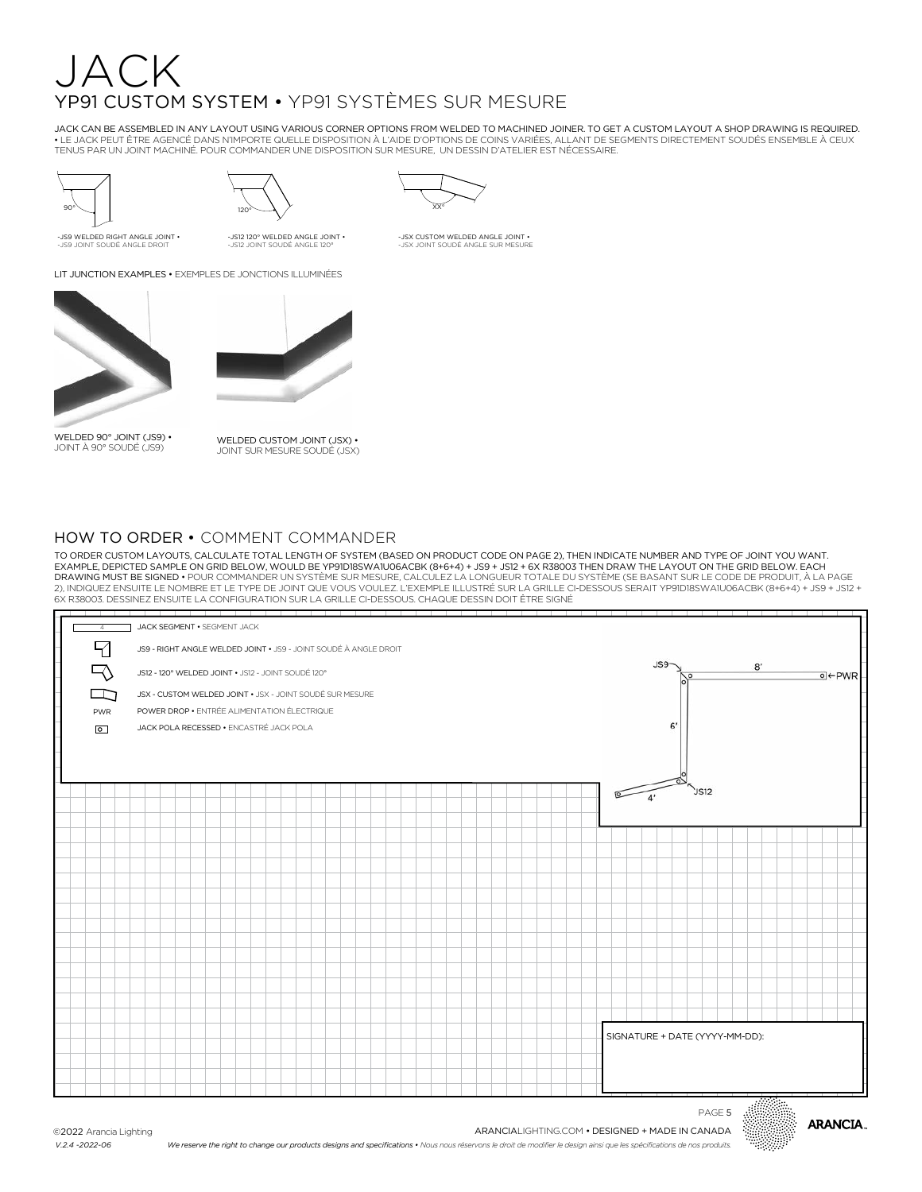# JACK

## YP91 CUSTOM SYSTEM • YP91 SYSTÈMES SUR MESURE

JACK CAN BE ASSEMBLED IN ANY LAYOUT USING VARIOUS CORNER OPTIONS FROM WELDED TO MACHINED JOINER. TO GET A CUSTOM LAYOUT A SHOP DRAWING IS REQUIRED. • LE JACK PEUT ÊTRE AGENCÉ DANS N'IMPORTE QUELLE DISPOSITION À L'AIDE D'OPTIONS DE COINS VARIÉES, ALLANT DE SEGMENTS DIRECTEMENT SOUDÉS ENSEMBLE À CEUX TENUS PAR UN JOINT MACHINÉ. POUR COMMANDER UNE DISPOSITION SUR MESURE, UN DESSIN D'ATELIER EST NÉCESSAIRE.

90°
-JS9 WELDED RIGHT ANGLE JOINT • -JS9 JOINT SOUDÉ ANGLE DROIT

120°
-JS12 120° WELDED ANGLE JOINT • -JS12 JOINT SOUDÉ ANGLE 120°

XX°
-JSX CUSTOM WELDED ANGLE JOINT • -JSX JOINT SOUDÉ ANGLE SUR MESURE

LIT JUNCTION EXAMPLES • EXEMPLES DE JONCTIONS ILLUMINÉES

WELDED 90° JOINT (JS9) • JOINT À 90° SOUDÉ (JS9)

WELDED CUSTOM JOINT (JSX) • JOINT SUR MESURE SOUDÉ (JSX)

## HOW TO ORDER • COMMENT COMMANDER

TO ORDER CUSTOM LAYOUTS, CALCULATE TOTAL LENGTH OF SYSTEM (BASED ON PRODUCT CODE ON PAGE 2), THEN INDICATE NUMBER AND TYPE OF JOINT YOU WANT. EXAMPLE, DEPICTED SAMPLE ON GRID BELOW, WOULD BE YP91D18SWA1U06ACBK (8+6+4) + JS9 + JS12 + 6X R38003 THEN DRAW THE LAYOUT ON THE GRID BELOW. EACH DRAWING MUST BE SIGNED • POUR COMMANDER UN SYSTÈME SUR MESURE, CALCULEZ LA LONGUEUR TOTALE DU SYSTÈME (SE BASANT SUR LE CODE DE PRODUIT, À LA PAGE 2), INDIQUEZ ENSUITE LE NOMBRE ET LE TYPE DE JOINT QUE VOUS VOULEZ. L'EXEMPLE ILLUSTRÉ SUR LA GRILLE CI-DESSOUS SERAIT YP91D18SWA1U06ACBK (8+6+4) + JS9 + JS12 + 6X R38003. DESSINEZ ENSUITE LA CONFIGURATION SUR LA GRILLE CI-DESSOUS. CHAQUE DESSIN DOIT ÊTRE SIGNÉ

- 4 — JACK SEGMENT • SEGMENT JACK
- JS9 - RIGHT ANGLE WELDED JOINT • JS9 - JOINT SOUDÉ À ANGLE DROIT
- JS12 - 120° WELDED JOINT • JS12 - JOINT SOUDÉ 120°
- JSX - CUSTOM WELDED JOINT • JSX - JOINT SOUDÉ SUR MESURE
- PWR — POWER DROP • ENTRÉE ALIMENTATION ÉLECTRIQUE
- JACK POLA RECESSED • ENCASTRÉ JACK POLA

JS9 8' ←PWR 6' JS12 4'

SIGNATURE + DATE (YYYY-MM-DD):

©2022 Arancia Lighting
V.2.4 -2022-06

ARANCIALIGHTING.COM • DESIGNED + MADE IN CANADA

*We reserve the right to change our products designs and specifications • Nous nous réservons le droit de modifier le design ainsi que les spécifications de nos produits.*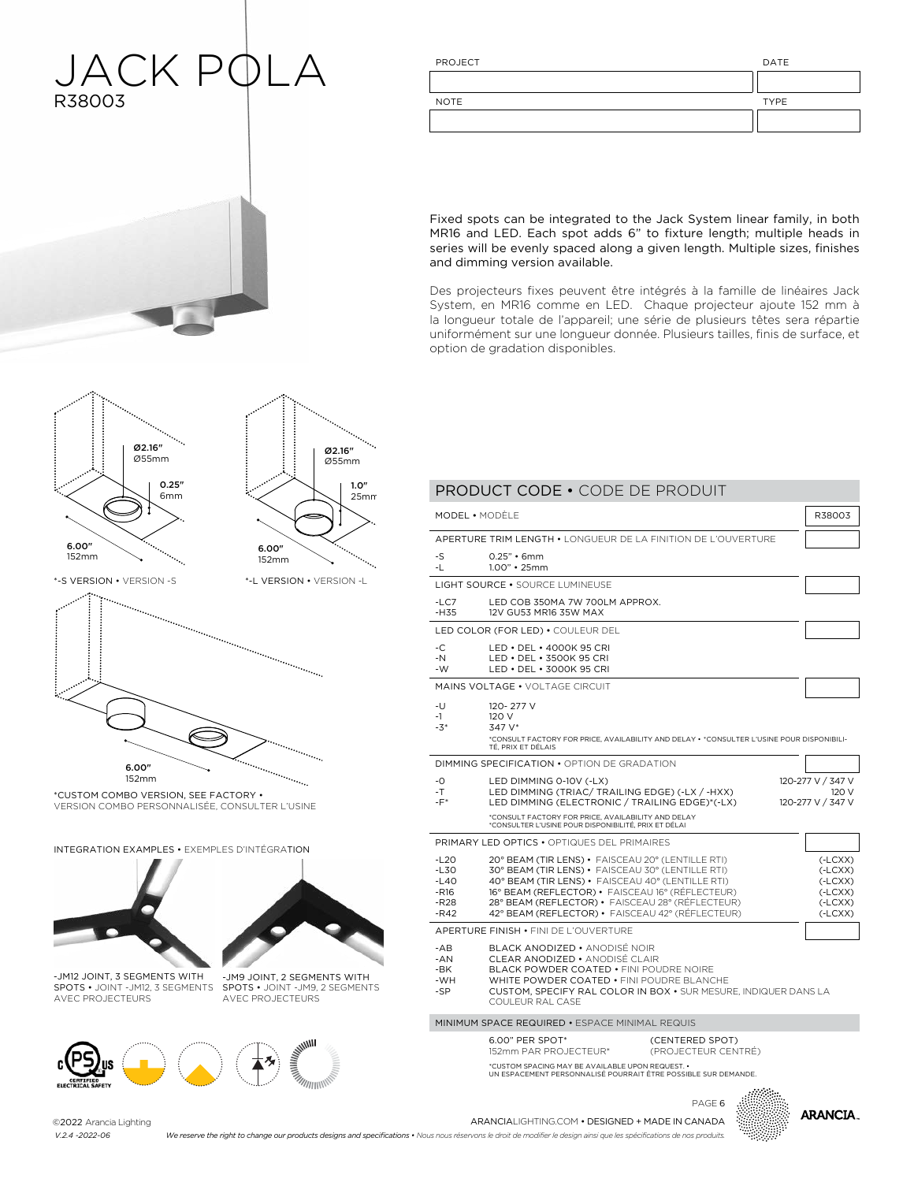# JACK POLA
R38003

| PROJECT | DATE |
| --- | --- |
| | |
| NOTE | TYPE |
| | |

Fixed spots can be integrated to the Jack System linear family, in both MR16 and LED. Each spot adds 6" to fixture length; multiple heads in series will be evenly spaced along a given length. Multiple sizes, finishes and dimming version available.

Des projecteurs fixes peuvent être intégrés à la famille de linéaires Jack System, en MR16 comme en LED. Chaque projecteur ajoute 152 mm à la longueur totale de l'appareil; une série de plusieurs têtes sera répartie uniformément sur une longueur donnée. Plusieurs tailles, finis de surface, et option de gradation disponibles.

Ø2.16" Ø55mm
0.25" 6mm
6.00" 152mm

*-S VERSION • VERSION -S

Ø2.16" Ø55mm
1.0" 25mm
6.00" 152mm

*-L VERSION • VERSION -L

6.00" 152mm

*CUSTOM COMBO VERSION, SEE FACTORY • VERSION COMBO PERSONNALISÉE, CONSULTER L'USINE

INTEGRATION EXAMPLES • EXEMPLES D'INTÉGRATION

-JM12 JOINT, 3 SEGMENTS WITH SPOTS • JOINT -JM12, 3 SEGMENTS AVEC PROJECTEURS

-JM9 JOINT, 2 SEGMENTS WITH SPOTS • JOINT -JM9, 2 SEGMENTS AVEC PROJECTEURS

## PRODUCT CODE • CODE DE PRODUIT

**MODEL • MODÈLE** — R38003

**APERTURE TRIM LENGTH • LONGUEUR DE LA FINITION DE L'OUVERTURE**

| Code | Description |
| --- | --- |
| -S | 0.25" • 6mm |
| -L | 1.00" • 25mm |

**LIGHT SOURCE • SOURCE LUMINEUSE**

| Code | Description |
| --- | --- |
| -LC7 | LED COB 350MA 7W 700LM APPROX. |
| -H35 | 12V GU53 MR16 35W MAX |

**LED COLOR (FOR LED) • COULEUR DEL**

| Code | Description |
| --- | --- |
| -C | LED • DEL • 4000K 95 CRI |
| -N | LED • DEL • 3500K 95 CRI |
| -W | LED • DEL • 3000K 95 CRI |

**MAINS VOLTAGE • VOLTAGE CIRCUIT**

| Code | Description |
| --- | --- |
| -U | 120- 277 V |
| -1 | 120 V |
| -3* | 347 V* |

*CONSULT FACTORY FOR PRICE, AVAILABILITY AND DELAY • *CONSULTER L'USINE POUR DISPONIBILITÉ, PRIX ET DÉLAIS

**DIMMING SPECIFICATION • OPTION DE GRADATION**

| Code | Description | Voltage |
| --- | --- | --- |
| -0 | LED DIMMING 0-10V (-LX) | 120-277 V / 347 V |
| -T | LED DIMMING (TRIAC/ TRAILING EDGE) (-LX / -HXX) | 120 V |
| -F* | LED DIMMING (ELECTRONIC / TRAILING EDGE)*(-LX) | 120-277 V / 347 V |

*CONSULT FACTORY FOR PRICE, AVAILABILITY AND DELAY
*CONSULTER L'USINE POUR DISPONIBILITÉ, PRIX ET DÉLAI

**PRIMARY LED OPTICS • OPTIQUES DEL PRIMAIRES**

| Code | Description | |
| --- | --- | --- |
| -L20 | 20° BEAM (TIR LENS) • FAISCEAU 20° (LENTILLE RTI) | (-LCXX) |
| -L30 | 30° BEAM (TIR LENS) • FAISCEAU 30° (LENTILLE RTI) | (-LCXX) |
| -L40 | 40° BEAM (TIR LENS) • FAISCEAU 40° (LENTILLE RTI) | (-LCXX) |
| -R16 | 16° BEAM (REFLECTOR) • FAISCEAU 16° (RÉFLECTEUR) | (-LCXX) |
| -R28 | 28° BEAM (REFLECTOR) • FAISCEAU 28° (RÉFLECTEUR) | (-LCXX) |
| -R42 | 42° BEAM (REFLECTOR) • FAISCEAU 42° (RÉFLECTEUR) | (-LCXX) |

**APERTURE FINISH • FINI DE L'OUVERTURE**

| Code | Description |
| --- | --- |
| -AB | BLACK ANODIZED • ANODISÉ NOIR |
| -AN | CLEAR ANODIZED • ANODISÉ CLAIR |
| -BK | BLACK POWDER COATED • FINI POUDRE NOIRE |
| -WH | WHITE POWDER COATED • FINI POUDRE BLANCHE |
| -SP | CUSTOM, SPECIFY RAL COLOR IN BOX • SUR MESURE, INDIQUER DANS LA COULEUR RAL CASE |

**MINIMUM SPACE REQUIRED • ESPACE MINIMAL REQUIS**

6.00" PER SPOT* (CENTERED SPOT)
152mm PAR PROJECTEUR* (PROJECTEUR CENTRÉ)

*CUSTOM SPACING MAY BE AVAILABLE UPON REQUEST. •
UN ESPACEMENT PERSONNALISÉ POURRAIT ÊTRE POSSIBLE SUR DEMANDE.

©2022 Arancia Lighting
V.2.4 -2022-06

ARANCIALIGHTING.COM • DESIGNED + MADE IN CANADA

*We reserve the right to change our products designs and specifications • Nous nous réservons le droit de modifier le design ainsi que les spécifications de nos produits.*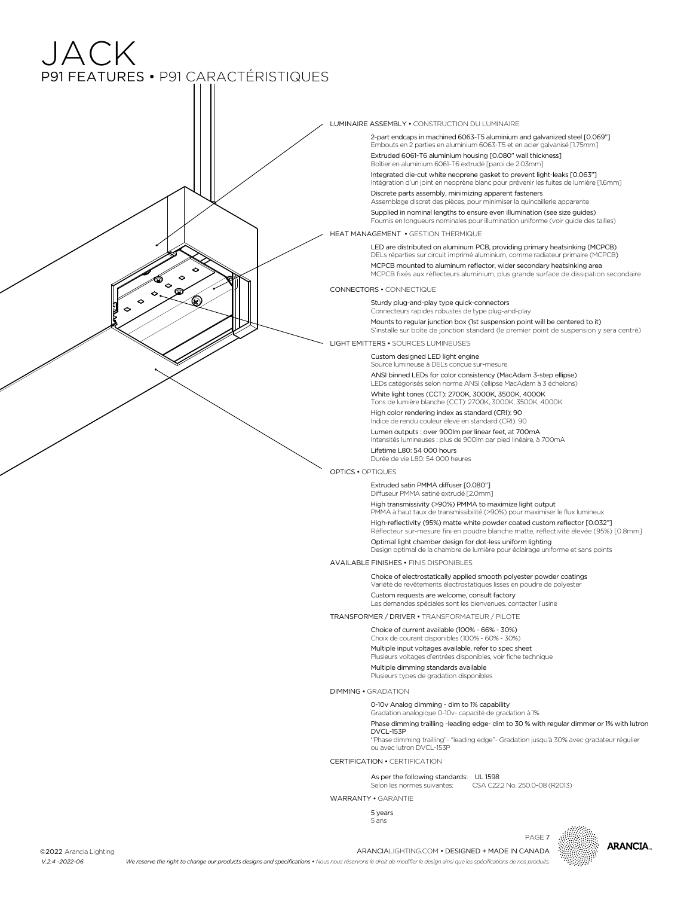# JACK

## P91 FEATURES • P91 CARACTÉRISTIQUES

### LUMINAIRE ASSEMBLY • CONSTRUCTION DU LUMINAIRE

2-part endcaps in machined 6063-T5 aluminium and galvanized steel [0.069"]
Embouts en 2 parties en aluminium 6063-T5 et en acier galvanisé [1.75mm]

Extruded 6061-T6 aluminium housing [0.080" wall thickness]
Boîtier en aluminium 6061-T6 extrudé [paroi de 2.03mm]

Integrated die-cut white neoprene gasket to prevent light-leaks [0.063"]
Intégration d'un joint en neoprène blanc pour prévenir les fuites de lumière [1.6mm]

Discrete parts assembly, minimizing apparent fasteners
Assemblage discret des pièces, pour minimiser la quincaillerie apparente

Supplied in nominal lengths to ensure even illumination (see size guides)
Fournis en longueurs nominales pour illumination uniforme (voir guide des tailles)

### HEAT MANAGEMENT • GESTION THERMIQUE

LED are distributed on aluminum PCB, providing primary heatsinking (MCPCB)
DELs réparties sur circuit imprimé aluminium, comme radiateur primaire (MCPCB)

MCPCB mounted to aluminum reflector, wider secondary heatsinking area
MCPCB fixés aux réflecteurs aluminium, plus grande surface de dissipation secondaire

### CONNECTORS • CONNECTIQUE

Sturdy plug-and-play type quick-connectors
Connecteurs rapides robustes de type plug-and-play

Mounts to regular junction box (1st suspension point will be centered to it)
S'installe sur boîte de jonction standard (le premier point de suspension y sera centré)

### LIGHT EMITTERS • SOURCES LUMINEUSES

Custom designed LED light engine
Source lumineuse à DELs conçue sur-mesure

ANSI binned LEDs for color consistency (MacAdam 3-step ellipse)
LEDs catégorisés selon norme ANSI (ellipse MacAdam à 3 échelons)

White light tones (CCT): 2700K, 3000K, 3500K, 4000K
Tons de lumière blanche (CCT): 2700K, 3000K, 3500K, 4000K

High color rendering index as standard (CRI): 90
Indice de rendu couleur élevé en standard (CRI): 90

Lumen outputs : over 900lm per linear feet, at 700mA
Intensités lumineuses : plus de 900lm par pied linéaire, à 700mA

Lifetime L80: 54 000 hours
Durée de vie L80: 54 000 heures

### OPTICS • OPTIQUES

Extruded satin PMMA diffuser [0.080"]
Diffuseur PMMA satiné extrudé [2.0mm]

High transmissivity (>90%) PMMA to maximize light output
PMMA à haut taux de transmissibilité (>90%) pour maximiser le flux lumineux

High-reflectivity (95%) matte white powder coated custom reflector [0.032"]
Réflecteur sur-mesure fini en poudre blanche matte, réflectivité élevée (95%) [0.8mm]

Optimal light chamber design for dot-less uniform lighting
Design optimal de la chambre de lumière pour éclairage uniforme et sans points

### AVAILABLE FINISHES • FINIS DISPONIBLES

Choice of electrostatically applied smooth polyester powder coatings
Variété de revêtements électrostatiques lisses en poudre de polyester

Custom requests are welcome, consult factory
Les demandes spéciales sont les bienvenues, contacter l'usine

### TRANSFORMER / DRIVER • TRANSFORMATEUR / PILOTE

Choice of current available (100% - 66% - 30%)
Choix de courant disponibles (100% - 60% - 30%)

Multiple input voltages available, refer to spec sheet
Plusieurs voltages d'entrées disponibles, voir fiche technique

Multiple dimming standards available
Plusieurs types de gradation disponibles

### DIMMING • GRADATION

0-10v Analog dimming - dim to 1% capability
Gradation analogique 0-10v- capacité de gradation à 1%

Phase dimming trailling -leading edge- dim to 30 % with regular dimmer or 1% with lutron DVCL-153P
"Phase dimming trailling"- "leading edge"- Gradation jusqu'à 30% avec gradateur régulier ou avec lutron DVCL-153P

### CERTIFICATION • CERTIFICATION

As per the following standards: UL 1598
Selon les normes suivantes: CSA C22.2 No. 250.0-08 (R2013)

### WARRANTY • GARANTIE

5 years
5 ans

©2022 Arancia Lighting
V.2.4 -2022-06

ARANCIALIGHTING.COM • DESIGNED + MADE IN CANADA

*We reserve the right to change our products designs and specifications • Nous nous réservons le droit de modifier le design ainsi que les spécifications de nos produits.*